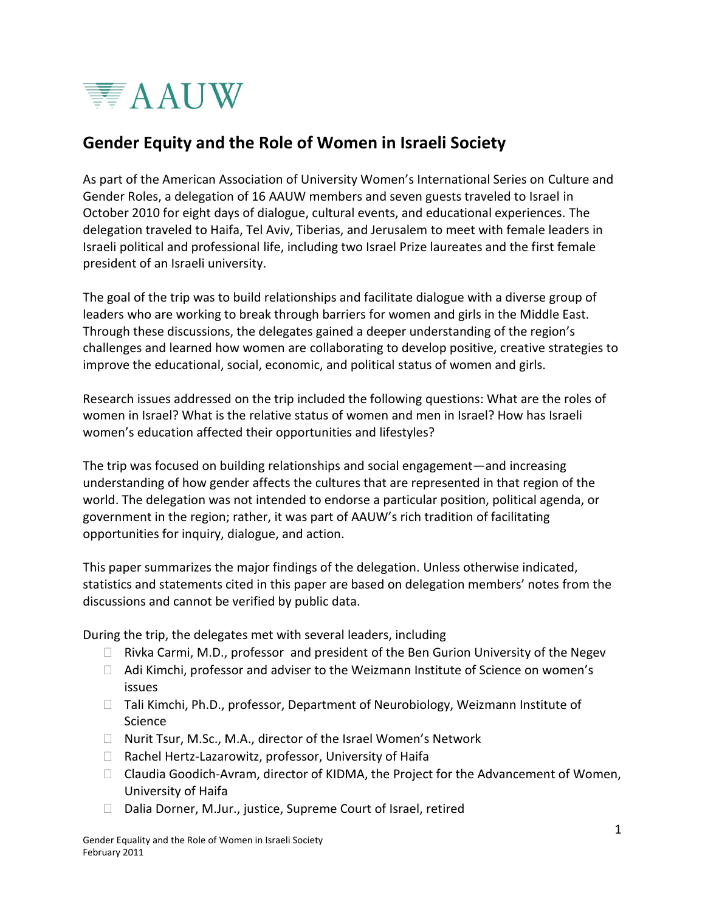AAUW

## Gender Equity and the Role of Women in Israeli Society

As part of the American Association of University Women's International Series on Culture and Gender Roles, a delegation of 16 AAUW members and seven guests traveled to Israel in October 2010 for eight days of dialogue, cultural events, and educational experiences. The delegation traveled to Haifa, Tel Aviv, Tiberias, and Jerusalem to meet with female leaders in Israeli political and professional life, including two Israel Prize laureates and the first female president of an Israeli university.

The goal of the trip was to build relationships and facilitate dialogue with a diverse group of leaders who are working to break through barriers for women and girls in the Middle East. Through these discussions, the delegates gained a deeper understanding of the region's challenges and learned how women are collaborating to develop positive, creative strategies to improve the educational, social, economic, and political status of women and girls.

Research issues addressed on the trip included the following questions: What are the roles of women in Israel? What is the relative status of women and men in Israel? How has Israeli women's education affected their opportunities and lifestyles?

The trip was focused on building relationships and social engagement—and increasing understanding of how gender affects the cultures that are represented in that region of the world. The delegation was not intended to endorse a particular position, political agenda, or government in the region; rather, it was part of AAUW's rich tradition of facilitating opportunities for inquiry, dialogue, and action.

This paper summarizes the major findings of the delegation. Unless otherwise indicated, statistics and statements cited in this paper are based on delegation members' notes from the discussions and cannot be verified by public data.

During the trip, the delegates met with several leaders, including

- Rivka Carmi, M.D., professor and president of the Ben Gurion University of the Negev
- Adi Kimchi, professor and adviser to the Weizmann Institute of Science on women's issues
- Tali Kimchi, Ph.D., professor, Department of Neurobiology, Weizmann Institute of Science
- Nurit Tsur, M.Sc., M.A., director of the Israel Women's Network
- Rachel Hertz-Lazarowitz, professor, University of Haifa
- Claudia Goodich-Avram, director of KIDMA, the Project for the Advancement of Women, University of Haifa
- Dalia Dorner, M.Jur., justice, Supreme Court of Israel, retired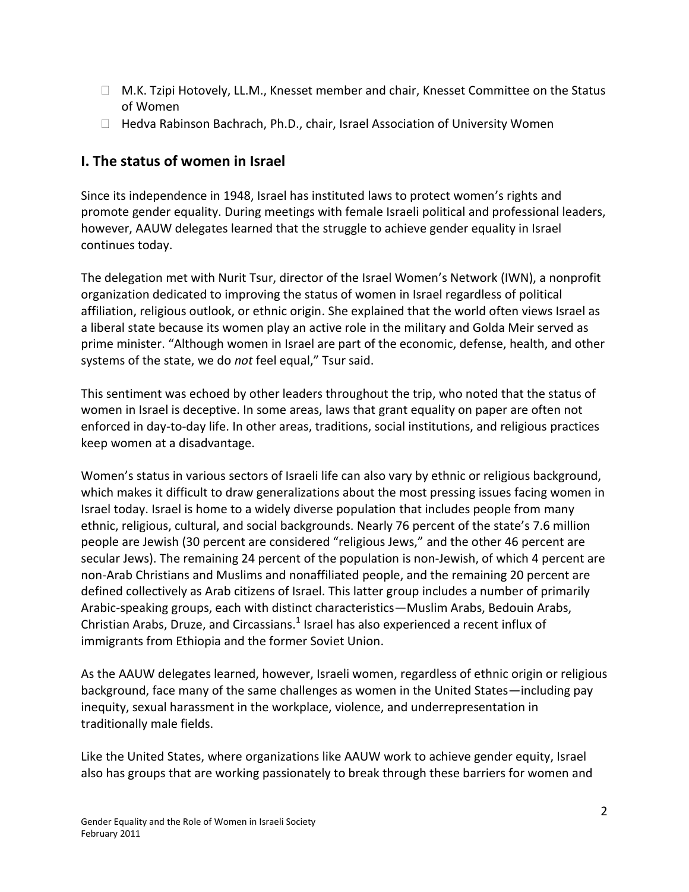- M.K. Tzipi Hotovely, LL.M., Knesset member and chair, Knesset Committee on the Status of Women
- Hedva Rabinson Bachrach, Ph.D., chair, Israel Association of University Women

## I. The status of women in Israel

Since its independence in 1948, Israel has instituted laws to protect women's rights and promote gender equality. During meetings with female Israeli political and professional leaders, however, AAUW delegates learned that the struggle to achieve gender equality in Israel continues today.

The delegation met with Nurit Tsur, director of the Israel Women's Network (IWN), a nonprofit organization dedicated to improving the status of women in Israel regardless of political affiliation, religious outlook, or ethnic origin. She explained that the world often views Israel as a liberal state because its women play an active role in the military and Golda Meir served as prime minister. "Although women in Israel are part of the economic, defense, health, and other systems of the state, we do *not* feel equal," Tsur said.

This sentiment was echoed by other leaders throughout the trip, who noted that the status of women in Israel is deceptive. In some areas, laws that grant equality on paper are often not enforced in day-to-day life. In other areas, traditions, social institutions, and religious practices keep women at a disadvantage.

Women's status in various sectors of Israeli life can also vary by ethnic or religious background, which makes it difficult to draw generalizations about the most pressing issues facing women in Israel today. Israel is home to a widely diverse population that includes people from many ethnic, religious, cultural, and social backgrounds. Nearly 76 percent of the state's 7.6 million people are Jewish (30 percent are considered "religious Jews," and the other 46 percent are secular Jews). The remaining 24 percent of the population is non-Jewish, of which 4 percent are non-Arab Christians and Muslims and nonaffiliated people, and the remaining 20 percent are defined collectively as Arab citizens of Israel. This latter group includes a number of primarily Arabic-speaking groups, each with distinct characteristics—Muslim Arabs, Bedouin Arabs, Christian Arabs, Druze, and Circassians.[1] Israel has also experienced a recent influx of immigrants from Ethiopia and the former Soviet Union.

As the AAUW delegates learned, however, Israeli women, regardless of ethnic origin or religious background, face many of the same challenges as women in the United States—including pay inequity, sexual harassment in the workplace, violence, and underrepresentation in traditionally male fields.

Like the United States, where organizations like AAUW work to achieve gender equity, Israel also has groups that are working passionately to break through these barriers for women and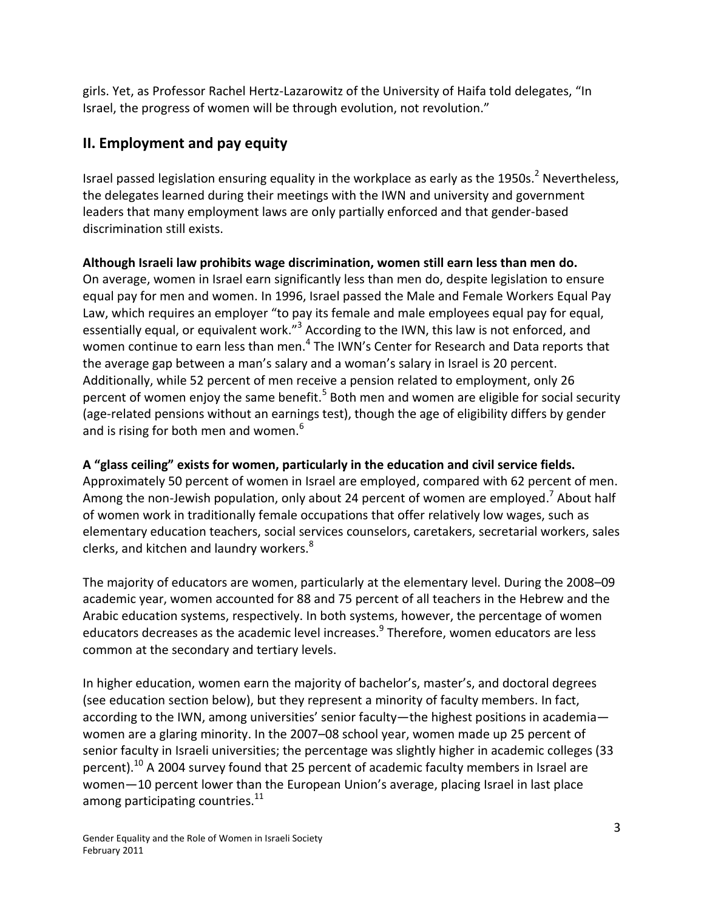girls. Yet, as Professor Rachel Hertz-Lazarowitz of the University of Haifa told delegates, "In Israel, the progress of women will be through evolution, not revolution."

## II. Employment and pay equity

Israel passed legislation ensuring equality in the workplace as early as the 1950s.[2] Nevertheless, the delegates learned during their meetings with the IWN and university and government leaders that many employment laws are only partially enforced and that gender-based discrimination still exists.

**Although Israeli law prohibits wage discrimination, women still earn less than men do.** On average, women in Israel earn significantly less than men do, despite legislation to ensure equal pay for men and women. In 1996, Israel passed the Male and Female Workers Equal Pay Law, which requires an employer "to pay its female and male employees equal pay for equal, essentially equal, or equivalent work."[3] According to the IWN, this law is not enforced, and women continue to earn less than men.[4] The IWN's Center for Research and Data reports that the average gap between a man's salary and a woman's salary in Israel is 20 percent. Additionally, while 52 percent of men receive a pension related to employment, only 26 percent of women enjoy the same benefit.[5] Both men and women are eligible for social security (age-related pensions without an earnings test), though the age of eligibility differs by gender and is rising for both men and women.[6]

**A "glass ceiling" exists for women, particularly in the education and civil service fields.** Approximately 50 percent of women in Israel are employed, compared with 62 percent of men. Among the non-Jewish population, only about 24 percent of women are employed.[7] About half of women work in traditionally female occupations that offer relatively low wages, such as elementary education teachers, social services counselors, caretakers, secretarial workers, sales clerks, and kitchen and laundry workers.[8]

The majority of educators are women, particularly at the elementary level. During the 2008–09 academic year, women accounted for 88 and 75 percent of all teachers in the Hebrew and the Arabic education systems, respectively. In both systems, however, the percentage of women educators decreases as the academic level increases.[9] Therefore, women educators are less common at the secondary and tertiary levels.

In higher education, women earn the majority of bachelor's, master's, and doctoral degrees (see education section below), but they represent a minority of faculty members. In fact, according to the IWN, among universities' senior faculty—the highest positions in academia—women are a glaring minority. In the 2007–08 school year, women made up 25 percent of senior faculty in Israeli universities; the percentage was slightly higher in academic colleges (33 percent).[10] A 2004 survey found that 25 percent of academic faculty members in Israel are women—10 percent lower than the European Union's average, placing Israel in last place among participating countries.[11]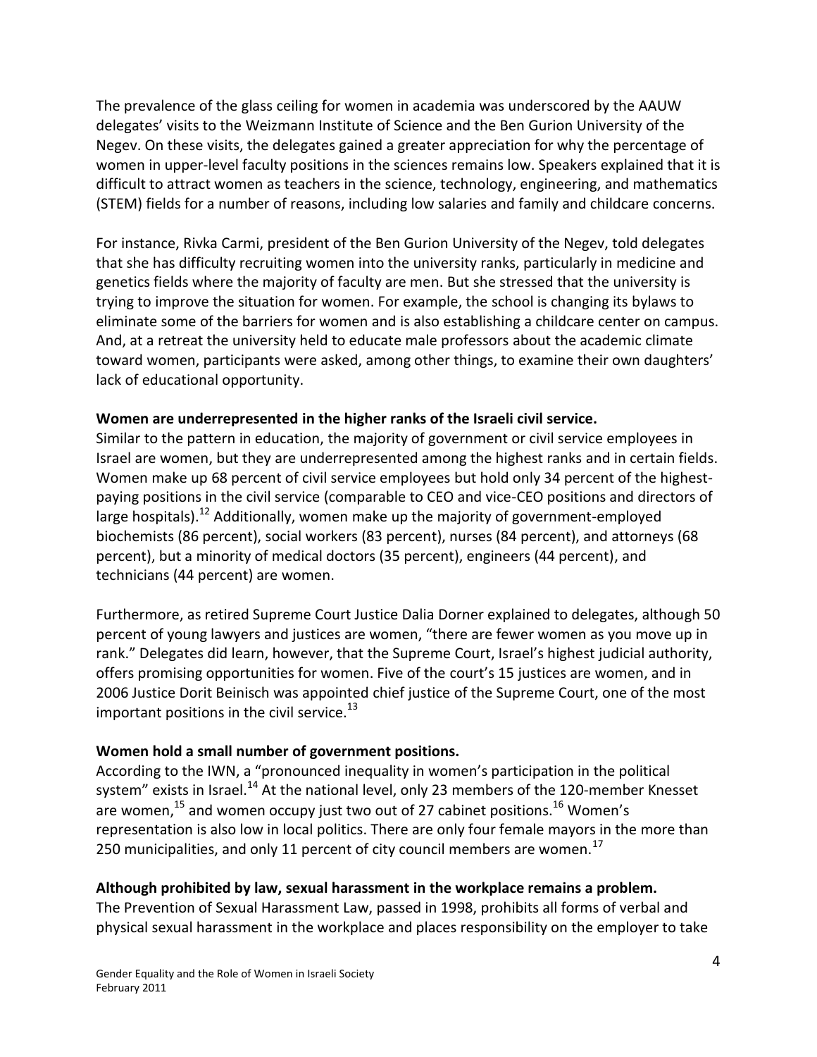The prevalence of the glass ceiling for women in academia was underscored by the AAUW delegates' visits to the Weizmann Institute of Science and the Ben Gurion University of the Negev. On these visits, the delegates gained a greater appreciation for why the percentage of women in upper-level faculty positions in the sciences remains low. Speakers explained that it is difficult to attract women as teachers in the science, technology, engineering, and mathematics (STEM) fields for a number of reasons, including low salaries and family and childcare concerns.

For instance, Rivka Carmi, president of the Ben Gurion University of the Negev, told delegates that she has difficulty recruiting women into the university ranks, particularly in medicine and genetics fields where the majority of faculty are men. But she stressed that the university is trying to improve the situation for women. For example, the school is changing its bylaws to eliminate some of the barriers for women and is also establishing a childcare center on campus. And, at a retreat the university held to educate male professors about the academic climate toward women, participants were asked, among other things, to examine their own daughters' lack of educational opportunity.

**Women are underrepresented in the higher ranks of the Israeli civil service.**

Similar to the pattern in education, the majority of government or civil service employees in Israel are women, but they are underrepresented among the highest ranks and in certain fields. Women make up 68 percent of civil service employees but hold only 34 percent of the highest-paying positions in the civil service (comparable to CEO and vice-CEO positions and directors of large hospitals).[12] Additionally, women make up the majority of government-employed biochemists (86 percent), social workers (83 percent), nurses (84 percent), and attorneys (68 percent), but a minority of medical doctors (35 percent), engineers (44 percent), and technicians (44 percent) are women.

Furthermore, as retired Supreme Court Justice Dalia Dorner explained to delegates, although 50 percent of young lawyers and justices are women, "there are fewer women as you move up in rank." Delegates did learn, however, that the Supreme Court, Israel's highest judicial authority, offers promising opportunities for women. Five of the court's 15 justices are women, and in 2006 Justice Dorit Beinisch was appointed chief justice of the Supreme Court, one of the most important positions in the civil service.[13]

**Women hold a small number of government positions.**

According to the IWN, a "pronounced inequality in women's participation in the political system" exists in Israel.[14] At the national level, only 23 members of the 120-member Knesset are women,[15] and women occupy just two out of 27 cabinet positions.[16] Women's representation is also low in local politics. There are only four female mayors in the more than 250 municipalities, and only 11 percent of city council members are women.[17]

**Although prohibited by law, sexual harassment in the workplace remains a problem.**

The Prevention of Sexual Harassment Law, passed in 1998, prohibits all forms of verbal and physical sexual harassment in the workplace and places responsibility on the employer to take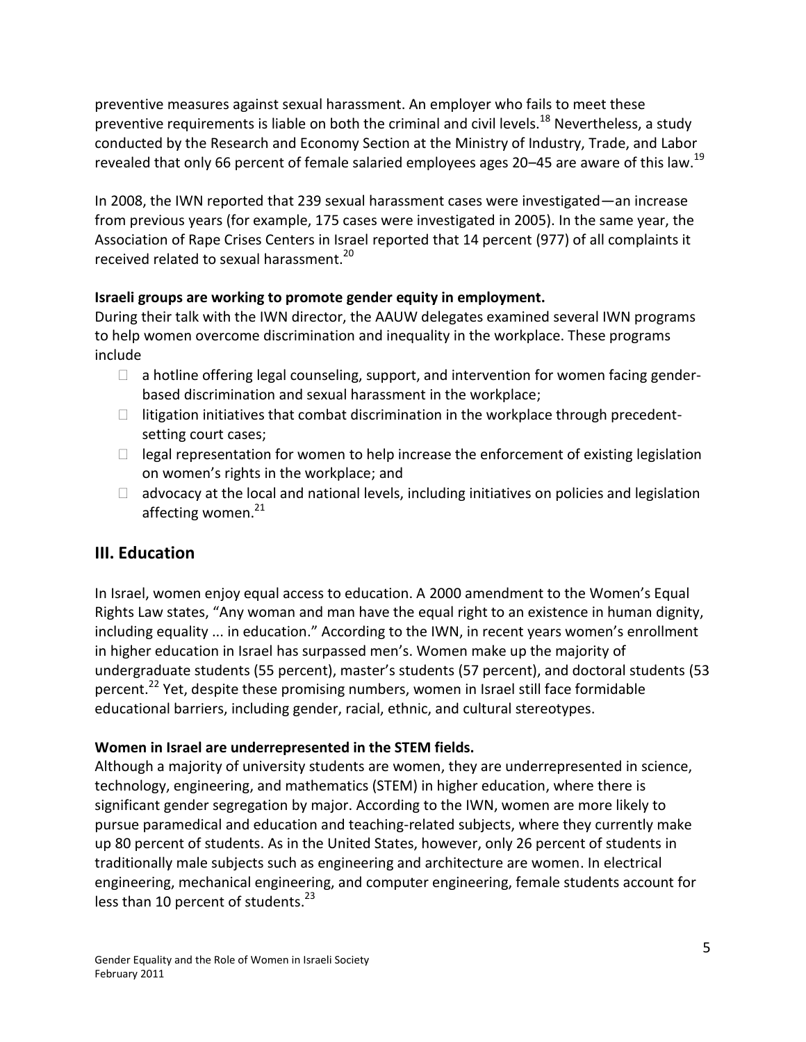preventive measures against sexual harassment. An employer who fails to meet these preventive requirements is liable on both the criminal and civil levels.[18] Nevertheless, a study conducted by the Research and Economy Section at the Ministry of Industry, Trade, and Labor revealed that only 66 percent of female salaried employees ages 20–45 are aware of this law.[19]

In 2008, the IWN reported that 239 sexual harassment cases were investigated—an increase from previous years (for example, 175 cases were investigated in 2005). In the same year, the Association of Rape Crises Centers in Israel reported that 14 percent (977) of all complaints it received related to sexual harassment.[20]

**Israeli groups are working to promote gender equity in employment.**

During their talk with the IWN director, the AAUW delegates examined several IWN programs to help women overcome discrimination and inequality in the workplace. These programs include

- a hotline offering legal counseling, support, and intervention for women facing gender-based discrimination and sexual harassment in the workplace;
- litigation initiatives that combat discrimination in the workplace through precedent-setting court cases;
- legal representation for women to help increase the enforcement of existing legislation on women's rights in the workplace; and
- advocacy at the local and national levels, including initiatives on policies and legislation affecting women.[21]

## III. Education

In Israel, women enjoy equal access to education. A 2000 amendment to the Women's Equal Rights Law states, "Any woman and man have the equal right to an existence in human dignity, including equality ... in education." According to the IWN, in recent years women's enrollment in higher education in Israel has surpassed men's. Women make up the majority of undergraduate students (55 percent), master's students (57 percent), and doctoral students (53 percent.[22] Yet, despite these promising numbers, women in Israel still face formidable educational barriers, including gender, racial, ethnic, and cultural stereotypes.

**Women in Israel are underrepresented in the STEM fields.**

Although a majority of university students are women, they are underrepresented in science, technology, engineering, and mathematics (STEM) in higher education, where there is significant gender segregation by major. According to the IWN, women are more likely to pursue paramedical and education and teaching-related subjects, where they currently make up 80 percent of students. As in the United States, however, only 26 percent of students in traditionally male subjects such as engineering and architecture are women. In electrical engineering, mechanical engineering, and computer engineering, female students account for less than 10 percent of students.[23]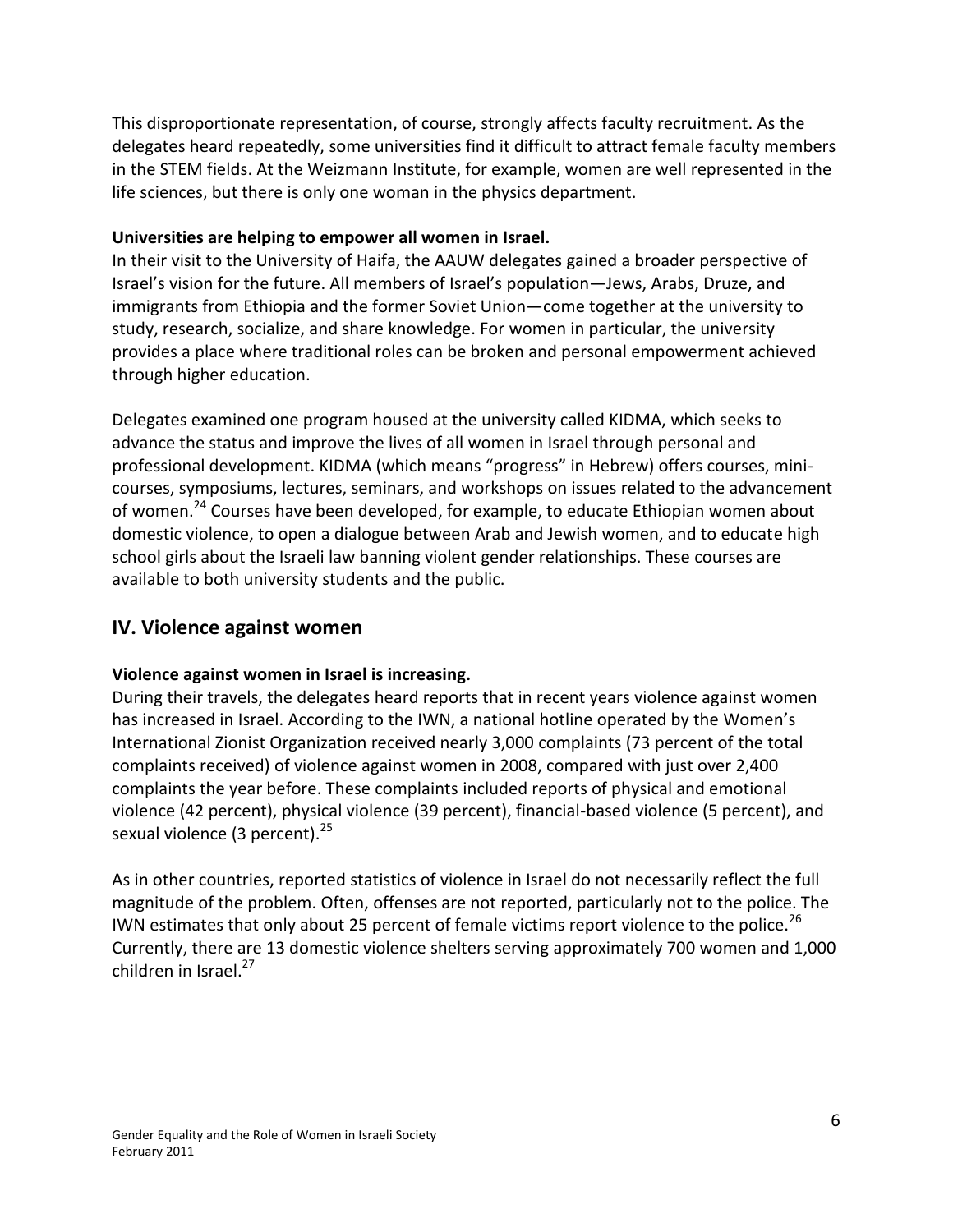This disproportionate representation, of course, strongly affects faculty recruitment. As the delegates heard repeatedly, some universities find it difficult to attract female faculty members in the STEM fields. At the Weizmann Institute, for example, women are well represented in the life sciences, but there is only one woman in the physics department.

**Universities are helping to empower all women in Israel.**

In their visit to the University of Haifa, the AAUW delegates gained a broader perspective of Israel's vision for the future. All members of Israel's population—Jews, Arabs, Druze, and immigrants from Ethiopia and the former Soviet Union—come together at the university to study, research, socialize, and share knowledge. For women in particular, the university provides a place where traditional roles can be broken and personal empowerment achieved through higher education.

Delegates examined one program housed at the university called KIDMA, which seeks to advance the status and improve the lives of all women in Israel through personal and professional development. KIDMA (which means "progress" in Hebrew) offers courses, mini-courses, symposiums, lectures, seminars, and workshops on issues related to the advancement of women.[24] Courses have been developed, for example, to educate Ethiopian women about domestic violence, to open a dialogue between Arab and Jewish women, and to educate high school girls about the Israeli law banning violent gender relationships. These courses are available to both university students and the public.

## IV. Violence against women

**Violence against women in Israel is increasing.**

During their travels, the delegates heard reports that in recent years violence against women has increased in Israel. According to the IWN, a national hotline operated by the Women's International Zionist Organization received nearly 3,000 complaints (73 percent of the total complaints received) of violence against women in 2008, compared with just over 2,400 complaints the year before. These complaints included reports of physical and emotional violence (42 percent), physical violence (39 percent), financial-based violence (5 percent), and sexual violence (3 percent).[25]

As in other countries, reported statistics of violence in Israel do not necessarily reflect the full magnitude of the problem. Often, offenses are not reported, particularly not to the police. The IWN estimates that only about 25 percent of female victims report violence to the police.[26] Currently, there are 13 domestic violence shelters serving approximately 700 women and 1,000 children in Israel.[27]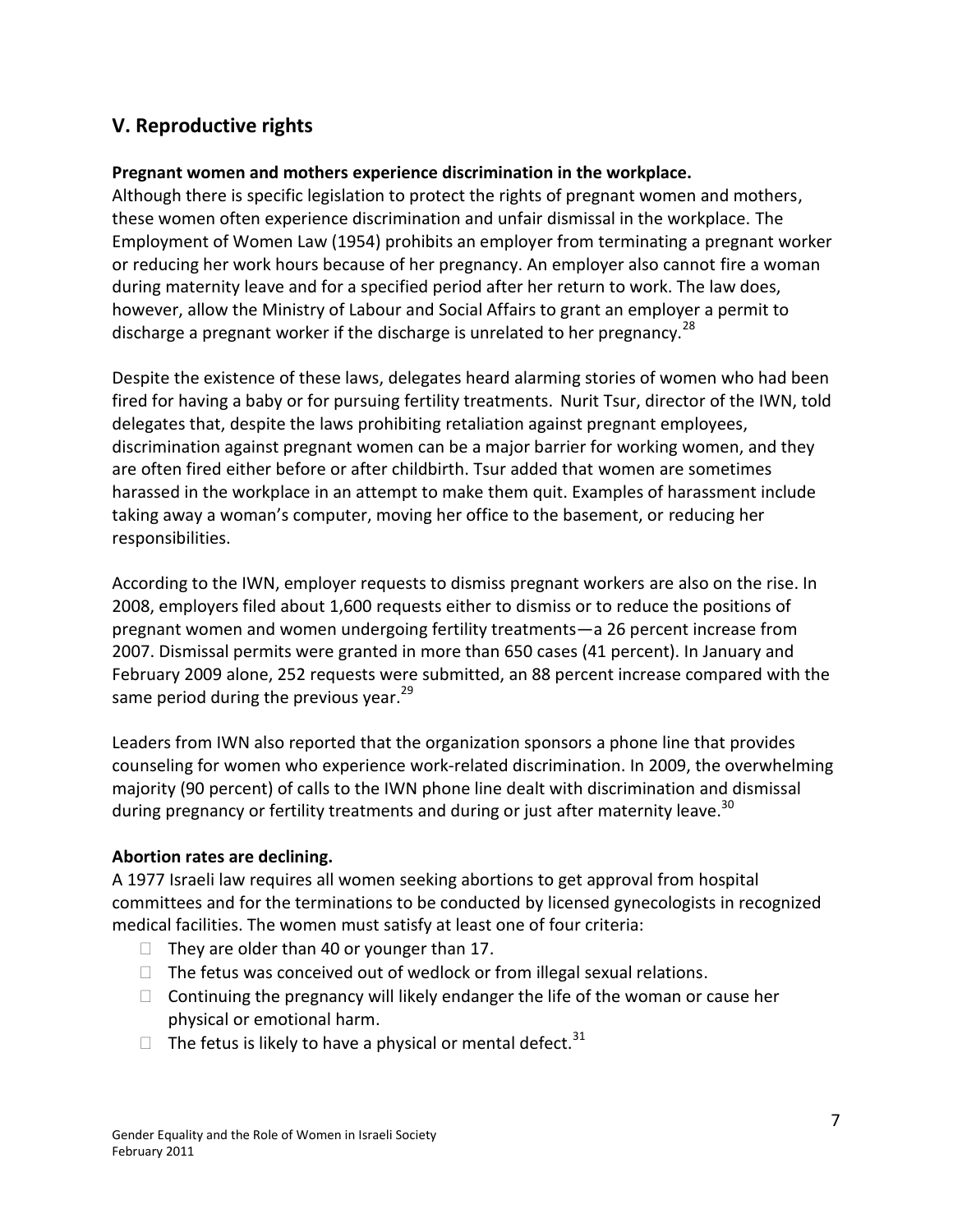## V. Reproductive rights

**Pregnant women and mothers experience discrimination in the workplace.**

Although there is specific legislation to protect the rights of pregnant women and mothers, these women often experience discrimination and unfair dismissal in the workplace. The Employment of Women Law (1954) prohibits an employer from terminating a pregnant worker or reducing her work hours because of her pregnancy. An employer also cannot fire a woman during maternity leave and for a specified period after her return to work. The law does, however, allow the Ministry of Labour and Social Affairs to grant an employer a permit to discharge a pregnant worker if the discharge is unrelated to her pregnancy.[28]

Despite the existence of these laws, delegates heard alarming stories of women who had been fired for having a baby or for pursuing fertility treatments. Nurit Tsur, director of the IWN, told delegates that, despite the laws prohibiting retaliation against pregnant employees, discrimination against pregnant women can be a major barrier for working women, and they are often fired either before or after childbirth. Tsur added that women are sometimes harassed in the workplace in an attempt to make them quit. Examples of harassment include taking away a woman's computer, moving her office to the basement, or reducing her responsibilities.

According to the IWN, employer requests to dismiss pregnant workers are also on the rise. In 2008, employers filed about 1,600 requests either to dismiss or to reduce the positions of pregnant women and women undergoing fertility treatments—a 26 percent increase from 2007. Dismissal permits were granted in more than 650 cases (41 percent). In January and February 2009 alone, 252 requests were submitted, an 88 percent increase compared with the same period during the previous year.[29]

Leaders from IWN also reported that the organization sponsors a phone line that provides counseling for women who experience work-related discrimination. In 2009, the overwhelming majority (90 percent) of calls to the IWN phone line dealt with discrimination and dismissal during pregnancy or fertility treatments and during or just after maternity leave.[30]

**Abortion rates are declining.**

A 1977 Israeli law requires all women seeking abortions to get approval from hospital committees and for the terminations to be conducted by licensed gynecologists in recognized medical facilities. The women must satisfy at least one of four criteria:

- They are older than 40 or younger than 17.
- The fetus was conceived out of wedlock or from illegal sexual relations.
- Continuing the pregnancy will likely endanger the life of the woman or cause her physical or emotional harm.
- The fetus is likely to have a physical or mental defect.[31]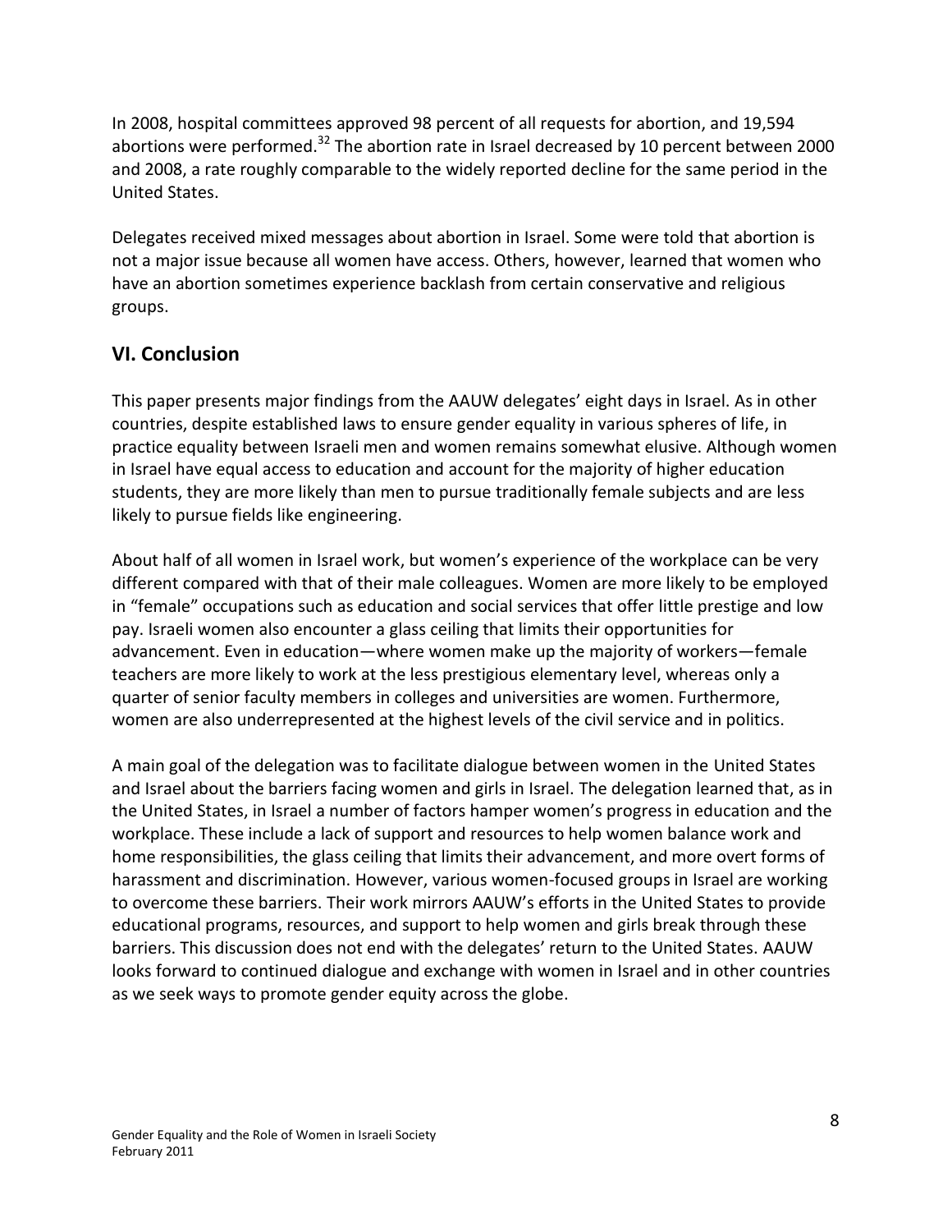In 2008, hospital committees approved 98 percent of all requests for abortion, and 19,594 abortions were performed.[32] The abortion rate in Israel decreased by 10 percent between 2000 and 2008, a rate roughly comparable to the widely reported decline for the same period in the United States.

Delegates received mixed messages about abortion in Israel. Some were told that abortion is not a major issue because all women have access. Others, however, learned that women who have an abortion sometimes experience backlash from certain conservative and religious groups.

## VI. Conclusion

This paper presents major findings from the AAUW delegates' eight days in Israel. As in other countries, despite established laws to ensure gender equality in various spheres of life, in practice equality between Israeli men and women remains somewhat elusive. Although women in Israel have equal access to education and account for the majority of higher education students, they are more likely than men to pursue traditionally female subjects and are less likely to pursue fields like engineering.

About half of all women in Israel work, but women's experience of the workplace can be very different compared with that of their male colleagues. Women are more likely to be employed in "female" occupations such as education and social services that offer little prestige and low pay. Israeli women also encounter a glass ceiling that limits their opportunities for advancement. Even in education—where women make up the majority of workers—female teachers are more likely to work at the less prestigious elementary level, whereas only a quarter of senior faculty members in colleges and universities are women. Furthermore, women are also underrepresented at the highest levels of the civil service and in politics.

A main goal of the delegation was to facilitate dialogue between women in the United States and Israel about the barriers facing women and girls in Israel. The delegation learned that, as in the United States, in Israel a number of factors hamper women's progress in education and the workplace. These include a lack of support and resources to help women balance work and home responsibilities, the glass ceiling that limits their advancement, and more overt forms of harassment and discrimination. However, various women-focused groups in Israel are working to overcome these barriers. Their work mirrors AAUW's efforts in the United States to provide educational programs, resources, and support to help women and girls break through these barriers. This discussion does not end with the delegates' return to the United States. AAUW looks forward to continued dialogue and exchange with women in Israel and in other countries as we seek ways to promote gender equity across the globe.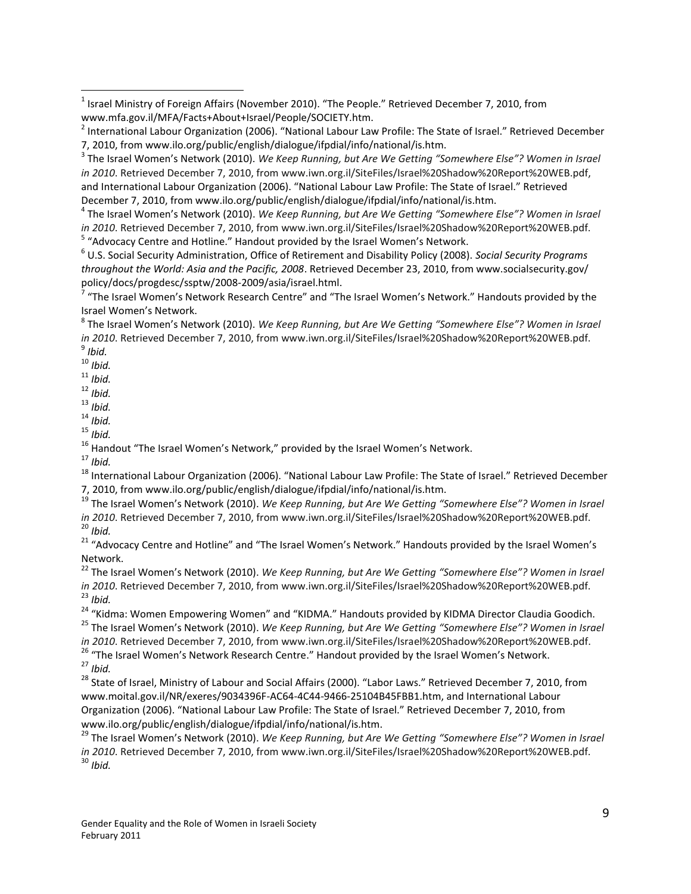[1] Israel Ministry of Foreign Affairs (November 2010). "The People." Retrieved December 7, 2010, from www.mfa.gov.il/MFA/Facts+About+Israel/People/SOCIETY.htm.

[2] International Labour Organization (2006). "National Labour Law Profile: The State of Israel." Retrieved December 7, 2010, from www.ilo.org/public/english/dialogue/ifpdial/info/national/is.htm.

[3] The Israel Women's Network (2010). *We Keep Running, but Are We Getting "Somewhere Else"? Women in Israel in 2010*. Retrieved December 7, 2010, from www.iwn.org.il/SiteFiles/Israel%20Shadow%20Report%20WEB.pdf, and International Labour Organization (2006). "National Labour Law Profile: The State of Israel." Retrieved December 7, 2010, from www.ilo.org/public/english/dialogue/ifpdial/info/national/is.htm.

[4] The Israel Women's Network (2010). *We Keep Running, but Are We Getting "Somewhere Else"? Women in Israel in 2010*. Retrieved December 7, 2010, from www.iwn.org.il/SiteFiles/Israel%20Shadow%20Report%20WEB.pdf.

[5] "Advocacy Centre and Hotline." Handout provided by the Israel Women's Network.

[6] U.S. Social Security Administration, Office of Retirement and Disability Policy (2008). *Social Security Programs throughout the World: Asia and the Pacific, 2008*. Retrieved December 23, 2010, from www.socialsecurity.gov/policy/docs/progdesc/ssptw/2008-2009/asia/israel.html.

[7] "The Israel Women's Network Research Centre" and "The Israel Women's Network." Handouts provided by the Israel Women's Network.

[8] The Israel Women's Network (2010). *We Keep Running, but Are We Getting "Somewhere Else"? Women in Israel in 2010*. Retrieved December 7, 2010, from www.iwn.org.il/SiteFiles/Israel%20Shadow%20Report%20WEB.pdf.

[9] *Ibid.*

[10] *Ibid.*

[11] *Ibid.*

[12] *Ibid.*

[13] *Ibid.*

[14] *Ibid.*

[15] *Ibid.*

[16] Handout "The Israel Women's Network," provided by the Israel Women's Network.

[17] *Ibid.*

[18] International Labour Organization (2006). "National Labour Law Profile: The State of Israel." Retrieved December 7, 2010, from www.ilo.org/public/english/dialogue/ifpdial/info/national/is.htm.

[19] The Israel Women's Network (2010). *We Keep Running, but Are We Getting "Somewhere Else"? Women in Israel in 2010*. Retrieved December 7, 2010, from www.iwn.org.il/SiteFiles/Israel%20Shadow%20Report%20WEB.pdf.

[20] *Ibid.*

[21] "Advocacy Centre and Hotline" and "The Israel Women's Network." Handouts provided by the Israel Women's Network.

[22] The Israel Women's Network (2010). *We Keep Running, but Are We Getting "Somewhere Else"? Women in Israel in 2010*. Retrieved December 7, 2010, from www.iwn.org.il/SiteFiles/Israel%20Shadow%20Report%20WEB.pdf.

[23] *Ibid.*

[24] "Kidma: Women Empowering Women" and "KIDMA." Handouts provided by KIDMA Director Claudia Goodich.

[25] The Israel Women's Network (2010). *We Keep Running, but Are We Getting "Somewhere Else"? Women in Israel in 2010*. Retrieved December 7, 2010, from www.iwn.org.il/SiteFiles/Israel%20Shadow%20Report%20WEB.pdf.

[26] "The Israel Women's Network Research Centre." Handout provided by the Israel Women's Network.

[27] *Ibid.*

[28] State of Israel, Ministry of Labour and Social Affairs (2000). "Labor Laws." Retrieved December 7, 2010, from www.moital.gov.il/NR/exeres/9034396F-AC64-4C44-9466-25104B45FBB1.htm, and International Labour Organization (2006). "National Labour Law Profile: The State of Israel." Retrieved December 7, 2010, from www.ilo.org/public/english/dialogue/ifpdial/info/national/is.htm.

[29] The Israel Women's Network (2010). *We Keep Running, but Are We Getting "Somewhere Else"? Women in Israel in 2010*. Retrieved December 7, 2010, from www.iwn.org.il/SiteFiles/Israel%20Shadow%20Report%20WEB.pdf.

[30] *Ibid.*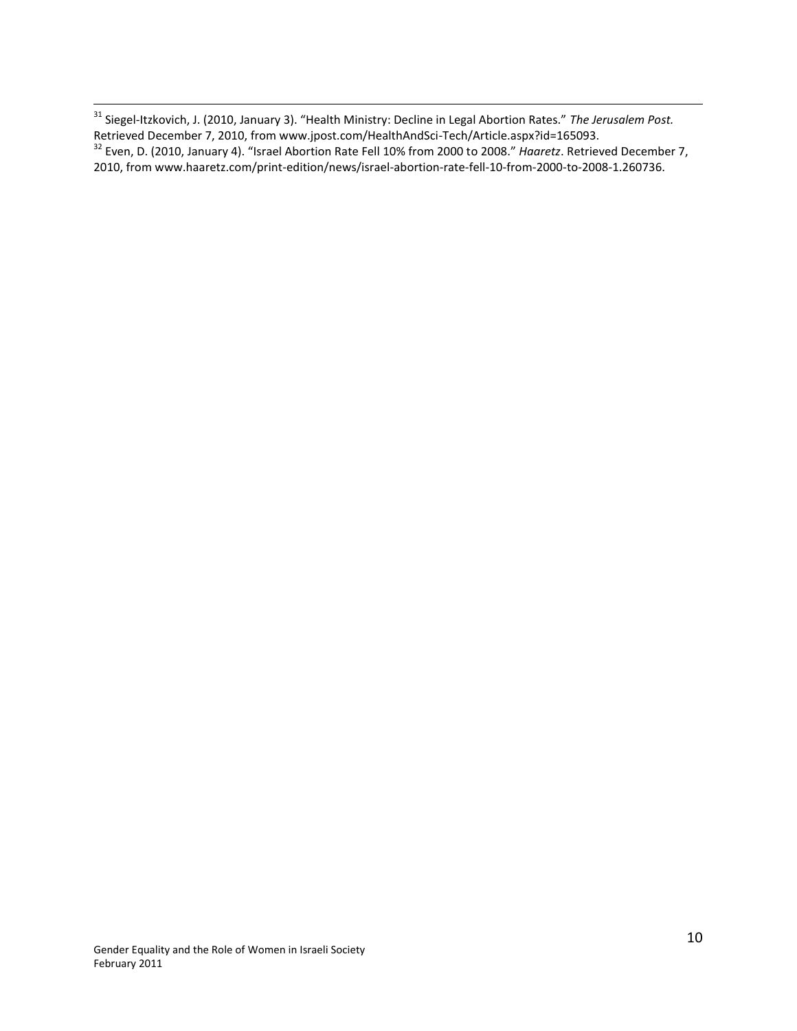[31] Siegel-Itzkovich, J. (2010, January 3). "Health Ministry: Decline in Legal Abortion Rates." *The Jerusalem Post.* Retrieved December 7, 2010, from www.jpost.com/HealthAndSci-Tech/Article.aspx?id=165093.

[32] Even, D. (2010, January 4). "Israel Abortion Rate Fell 10% from 2000 to 2008." *Haaretz*. Retrieved December 7, 2010, from www.haaretz.com/print-edition/news/israel-abortion-rate-fell-10-from-2000-to-2008-1.260736.